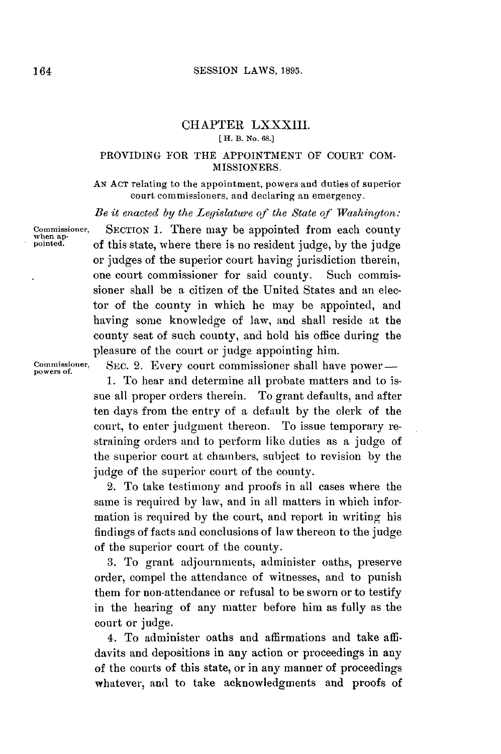## CHAPTER LXXXIII.

[H. B. No. 68.]

### PROVIDING FOR THE APPOINTMENT OF COURT COMMISSIONERS.

AN ACT relating to the appointment, powers and duties of superior court commissioners, and declaring an emergency.

*Be it enacted by the Legislature of the State of Washington:*

Commissioner, when appointed.

SECTION 1. There may be appointed from each county of this state, where there is no resident judge, by the judge or judges of the superior court having jurisdiction therein, one court commissioner for said county. Such commissioner shall be a citizen of the United States and an elector of the county in which he may be appointed, and having some knowledge of law, and shall reside at the county seat of such county, and hold his office during the pleasure of the court or judge appointing him.

Commissioner, powers of.

SEC. 2. Every court commissioner shall have power—

1. To hear and determine all probate matters and to issue all proper orders therein. To grant defaults, and after ten days from the entry of a default by the clerk of the court, to enter judgment thereon. To issue temporary restraining orders and to perform like duties as a judge of the superior court at chambers, subject to revision by the judge of the superior court of the county.

2. To take testimony and proofs in all cases where the same is required by law, and in all matters in which information is required by the court, and report in writing his findings of facts and conclusions of law thereon to the judge of the superior court of the county.

3. To grant adjournments, administer oaths, preserve order, compel the attendance of witnesses, and to punish them for non-attendance or refusal to be sworn or to testify in the hearing of any matter before him as fully as the court or judge.

4. To administer oaths and affirmations and take affidavits and depositions in any action or proceedings in any of the courts of this state, or in any manner of proceedings whatever, and to take acknowledgments and proofs of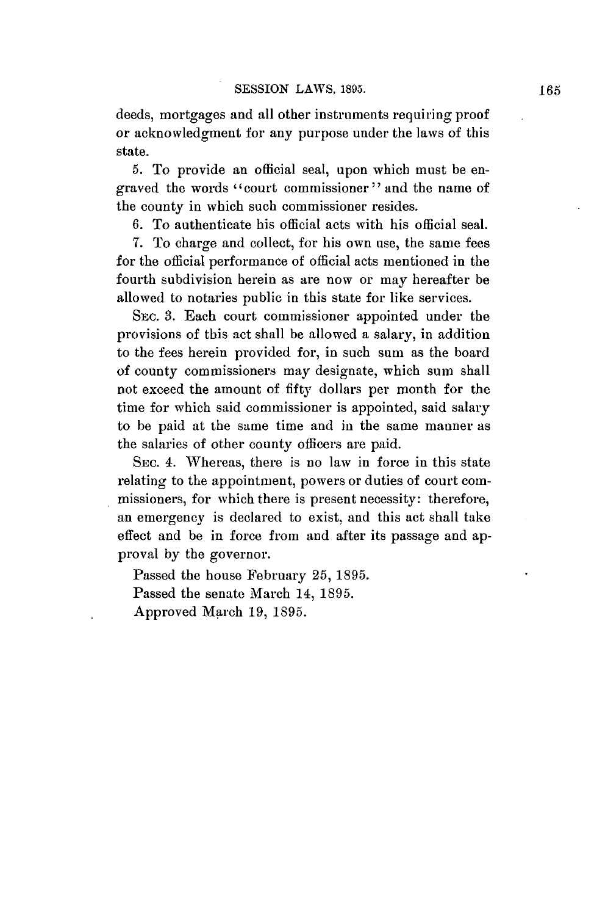deeds, mortgages and all other instruments requiring proof or acknowledgment for any purpose under the laws of this state.

5. To provide an official seal, upon which must be engraved the words "court commissioner" and the name of the county in which such commissioner resides.

6. To authenticate his official acts with his official seal.

7. To charge and collect, for his own use, the same fees for the official performance of official acts mentioned in the fourth subdivision herein as are now or may hereafter be allowed to notaries public in this state for like services.

SEC. 3. Each court commissioner appointed under the provisions of this act shall be allowed a salary, in addition to the fees herein provided for, in such sum as the board of county commissioners may designate, which sum shall not exceed the amount of fifty dollars per month for the time for which said commissioner is appointed, said salary to be paid at the same time and in the same manner as the salaries of other county officers are paid.

SEC. 4. Whereas, there is no law in force in this state relating to the appointment, powers or duties of court commissioners, for which there is present necessity: therefore, an emergency is declared to exist, and this act shall take effect and be in force from and after its passage and approval by the governor.

Passed the house February 25, 1895.

Passed the senate March 14, 1895.

Approved March 19, 1895.